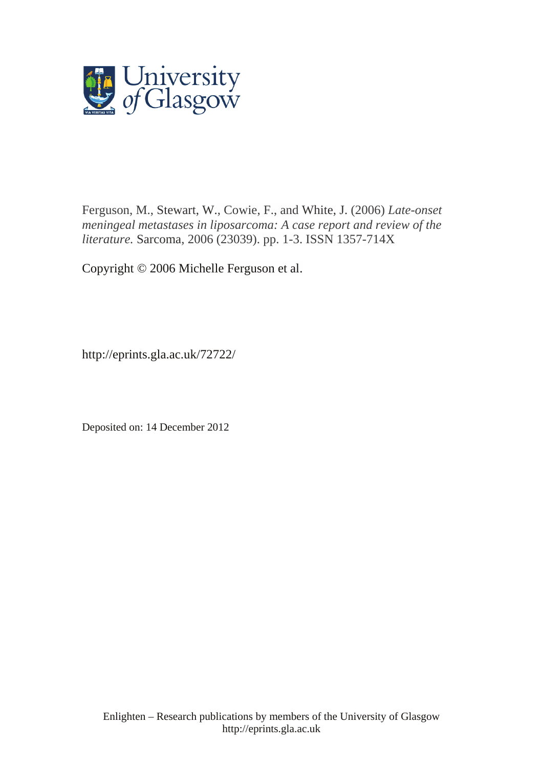University of Glasgow

Ferguson, M., Stewart, W., Cowie, F., and White, J. (2006) *Late-onset meningeal metastases in liposarcoma: A case report and review of the literature.* Sarcoma, 2006 (23039). pp. 1-3. ISSN 1357-714X

Copyright © 2006 Michelle Ferguson et al.

http://eprints.gla.ac.uk/72722/

Deposited on: 14 December 2012

Enlighten – Research publications by members of the University of Glasgow
http://eprints.gla.ac.uk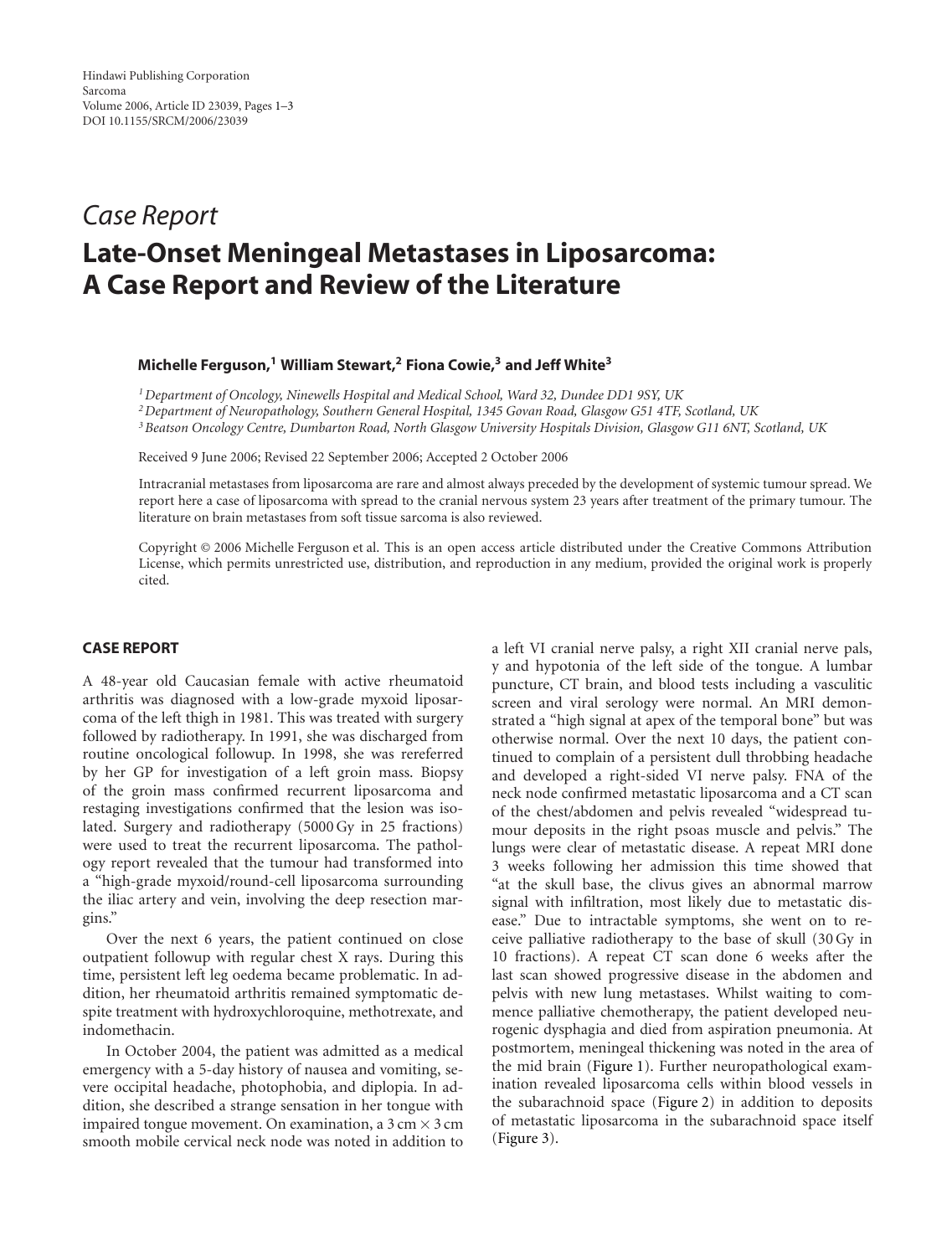*Case Report*

# Late-Onset Meningeal Metastases in Liposarcoma: A Case Report and Review of the Literature

**Michelle Ferguson,[1] William Stewart,[2] Fiona Cowie,[3] and Jeff White[3]**

[1] *Department of Oncology, Ninewells Hospital and Medical School, Ward 32, Dundee DD1 9SY, UK*
[2] *Department of Neuropathology, Southern General Hospital, 1345 Govan Road, Glasgow G51 4TF, Scotland, UK*
[3] *Beatson Oncology Centre, Dumbarton Road, North Glasgow University Hospitals Division, Glasgow G11 6NT, Scotland, UK*

Received 9 June 2006; Revised 22 September 2006; Accepted 2 October 2006

Intracranial metastases from liposarcoma are rare and almost always preceded by the development of systemic tumour spread. We report here a case of liposarcoma with spread to the cranial nervous system 23 years after treatment of the primary tumour. The literature on brain metastases from soft tissue sarcoma is also reviewed.

Copyright © 2006 Michelle Ferguson et al. This is an open access article distributed under the Creative Commons Attribution License, which permits unrestricted use, distribution, and reproduction in any medium, provided the original work is properly cited.

## CASE REPORT

A 48-year old Caucasian female with active rheumatoid arthritis was diagnosed with a low-grade myxoid liposarcoma of the left thigh in 1981. This was treated with surgery followed by radiotherapy. In 1991, she was discharged from routine oncological followup. In 1998, she was rereferred by her GP for investigation of a left groin mass. Biopsy of the groin mass confirmed recurrent liposarcoma and restaging investigations confirmed that the lesion was isolated. Surgery and radiotherapy (5000 Gy in 25 fractions) were used to treat the recurrent liposarcoma. The pathology report revealed that the tumour had transformed into a "high-grade myxoid/round-cell liposarcoma surrounding the iliac artery and vein, involving the deep resection margins."

Over the next 6 years, the patient continued on close outpatient followup with regular chest X rays. During this time, persistent left leg oedema became problematic. In addition, her rheumatoid arthritis remained symptomatic despite treatment with hydroxychloroquine, methotrexate, and indomethacin.

In October 2004, the patient was admitted as a medical emergency with a 5-day history of nausea and vomiting, severe occipital headache, photophobia, and diplopia. In addition, she described a strange sensation in her tongue with impaired tongue movement. On examination, a 3 cm × 3 cm smooth mobile cervical neck node was noted in addition to a left VI cranial nerve palsy, a right XII cranial nerve pals, y and hypotonia of the left side of the tongue. A lumbar puncture, CT brain, and blood tests including a vasculitic screen and viral serology were normal. An MRI demonstrated a "high signal at apex of the temporal bone" but was otherwise normal. Over the next 10 days, the patient continued to complain of a persistent dull throbbing headache and developed a right-sided VI nerve palsy. FNA of the neck node confirmed metastatic liposarcoma and a CT scan of the chest/abdomen and pelvis revealed "widespread tumour deposits in the right psoas muscle and pelvis." The lungs were clear of metastatic disease. A repeat MRI done 3 weeks following her admission this time showed that "at the skull base, the clivus gives an abnormal marrow signal with infiltration, most likely due to metastatic disease." Due to intractable symptoms, she went on to receive palliative radiotherapy to the base of skull (30 Gy in 10 fractions). A repeat CT scan done 6 weeks after the last scan showed progressive disease in the abdomen and pelvis with new lung metastases. Whilst waiting to commence palliative chemotherapy, the patient developed neurogenic dysphagia and died from aspiration pneumonia. At postmortem, meningeal thickening was noted in the area of the mid brain (Figure 1). Further neuropathological examination revealed liposarcoma cells within blood vessels in the subarachnoid space (Figure 2) in addition to deposits of metastatic liposarcoma in the subarachnoid space itself (Figure 3).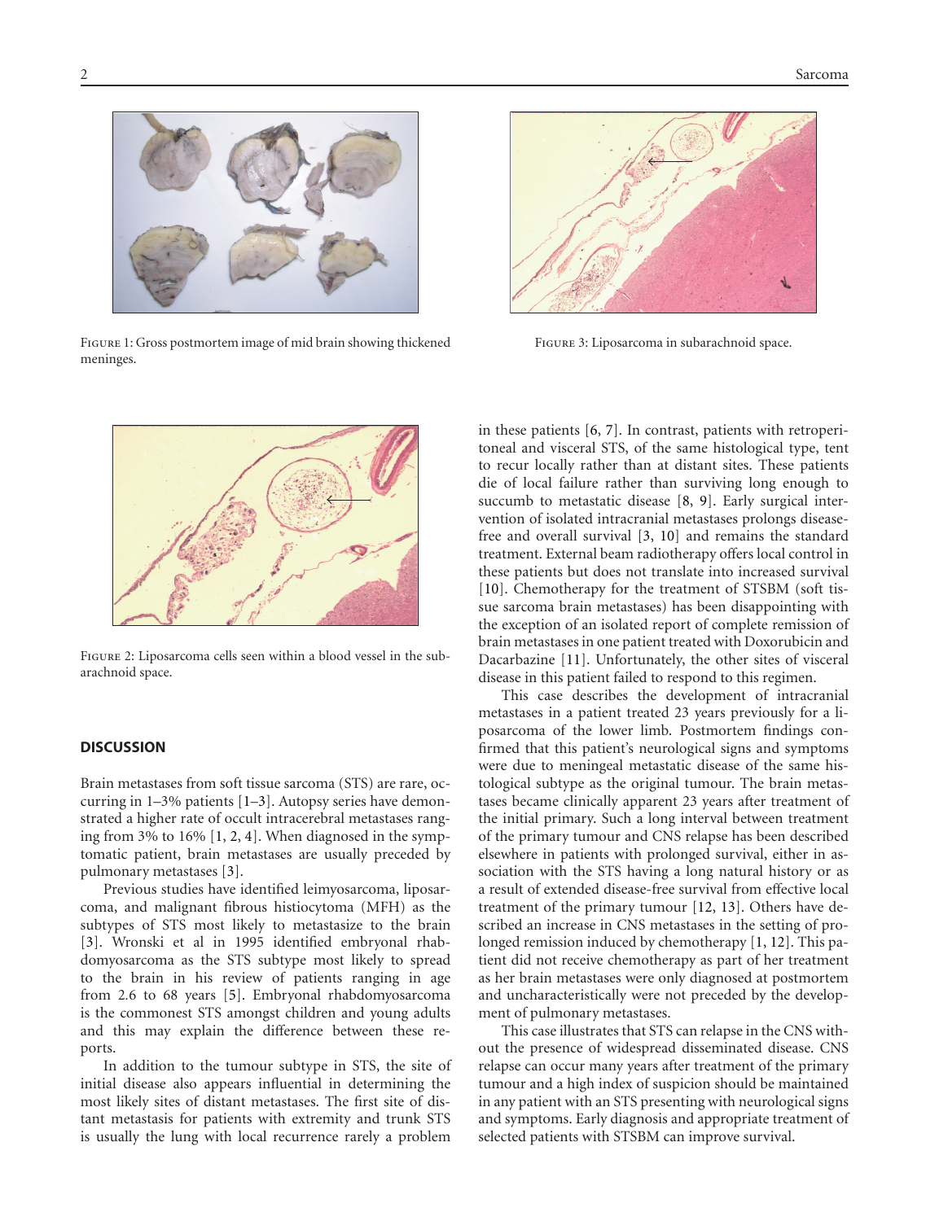Figure 1: Gross postmortem image of mid brain showing thickened meninges.

Figure 3: Liposarcoma in subarachnoid space.

Figure 2: Liposarcoma cells seen within a blood vessel in the subarachnoid space.

## DISCUSSION

Brain metastases from soft tissue sarcoma (STS) are rare, occurring in 1–3% patients [1–3]. Autopsy series have demonstrated a higher rate of occult intracerebral metastases ranging from 3% to 16% [1, 2, 4]. When diagnosed in the symptomatic patient, brain metastases are usually preceded by pulmonary metastases [3].

Previous studies have identified leimyosarcoma, liposarcoma, and malignant fibrous histiocytoma (MFH) as the subtypes of STS most likely to metastasize to the brain [3]. Wronski et al in 1995 identified embryonal rhabdomyosarcoma as the STS subtype most likely to spread to the brain in his review of patients ranging in age from 2.6 to 68 years [5]. Embryonal rhabdomyosarcoma is the commonest STS amongst children and young adults and this may explain the difference between these reports.

In addition to the tumour subtype in STS, the site of initial disease also appears influential in determining the most likely sites of distant metastases. The first site of distant metastasis for patients with extremity and trunk STS is usually the lung with local recurrence rarely a problem in these patients [6, 7]. In contrast, patients with retroperitoneal and visceral STS, of the same histological type, tent to recur locally rather than at distant sites. These patients die of local failure rather than surviving long enough to succumb to metastatic disease [8, 9]. Early surgical intervention of isolated intracranial metastases prolongs disease-free and overall survival [3, 10] and remains the standard treatment. External beam radiotherapy offers local control in these patients but does not translate into increased survival [10]. Chemotherapy for the treatment of STSBM (soft tissue sarcoma brain metastases) has been disappointing with the exception of an isolated report of complete remission of brain metastases in one patient treated with Doxorubicin and Dacarbazine [11]. Unfortunately, the other sites of visceral disease in this patient failed to respond to this regimen.

This case describes the development of intracranial metastases in a patient treated 23 years previously for a liposarcoma of the lower limb. Postmortem findings confirmed that this patient's neurological signs and symptoms were due to meningeal metastatic disease of the same histological subtype as the original tumour. The brain metastases became clinically apparent 23 years after treatment of the initial primary. Such a long interval between treatment of the primary tumour and CNS relapse has been described elsewhere in patients with prolonged survival, either in association with the STS having a long natural history or as a result of extended disease-free survival from effective local treatment of the primary tumour [12, 13]. Others have described an increase in CNS metastases in the setting of prolonged remission induced by chemotherapy [1, 12]. This patient did not receive chemotherapy as part of her treatment as her brain metastases were only diagnosed at postmortem and uncharacteristically were not preceded by the development of pulmonary metastases.

This case illustrates that STS can relapse in the CNS without the presence of widespread disseminated disease. CNS relapse can occur many years after treatment of the primary tumour and a high index of suspicion should be maintained in any patient with an STS presenting with neurological signs and symptoms. Early diagnosis and appropriate treatment of selected patients with STSBM can improve survival.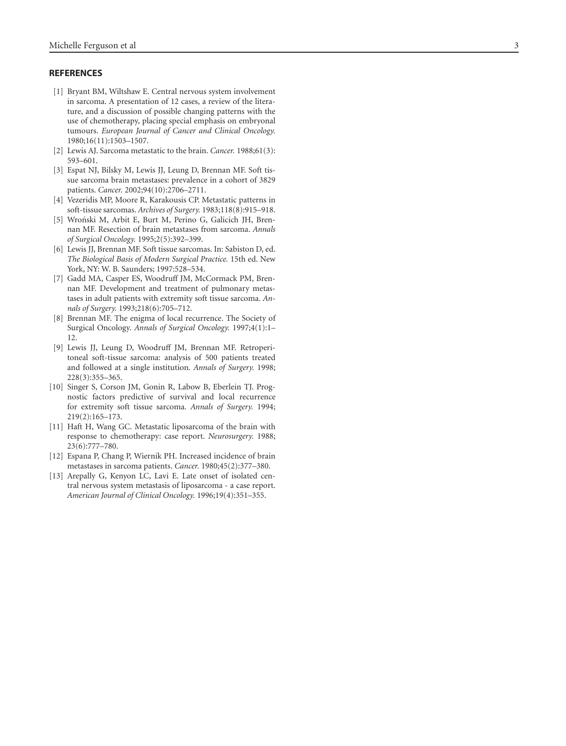## REFERENCES

[1] Bryant BM, Wiltshaw E. Central nervous system involvement in sarcoma. A presentation of 12 cases, a review of the literature, and a discussion of possible changing patterns with the use of chemotherapy, placing special emphasis on embryonal tumours. *European Journal of Cancer and Clinical Oncology.* 1980;16(11):1503–1507.

[2] Lewis AJ. Sarcoma metastatic to the brain. *Cancer.* 1988;61(3): 593–601.

[3] Espat NJ, Bilsky M, Lewis JJ, Leung D, Brennan MF. Soft tissue sarcoma brain metastases: prevalence in a cohort of 3829 patients. *Cancer.* 2002;94(10):2706–2711.

[4] Vezeridis MP, Moore R, Karakousis CP. Metastatic patterns in soft-tissue sarcomas. *Archives of Surgery.* 1983;118(8):915–918.

[5] Wroński M, Arbit E, Burt M, Perino G, Galicich JH, Brennan MF. Resection of brain metastases from sarcoma. *Annals of Surgical Oncology.* 1995;2(5):392–399.

[6] Lewis JJ, Brennan MF. Soft tissue sarcomas. In: Sabiston D, ed. *The Biological Basis of Modern Surgical Practice.* 15th ed. New York, NY: W. B. Saunders; 1997:528–534.

[7] Gadd MA, Casper ES, Woodruff JM, McCormack PM, Brennan MF. Development and treatment of pulmonary metastases in adult patients with extremity soft tissue sarcoma. *Annals of Surgery.* 1993;218(6):705–712.

[8] Brennan MF. The enigma of local recurrence. The Society of Surgical Oncology. *Annals of Surgical Oncology.* 1997;4(1):1–12.

[9] Lewis JJ, Leung D, Woodruff JM, Brennan MF. Retroperitoneal soft-tissue sarcoma: analysis of 500 patients treated and followed at a single institution. *Annals of Surgery.* 1998; 228(3):355–365.

[10] Singer S, Corson JM, Gonin R, Labow B, Eberlein TJ. Prognostic factors predictive of survival and local recurrence for extremity soft tissue sarcoma. *Annals of Surgery.* 1994; 219(2):165–173.

[11] Haft H, Wang GC. Metastatic liposarcoma of the brain with response to chemotherapy: case report. *Neurosurgery.* 1988; 23(6):777–780.

[12] Espana P, Chang P, Wiernik PH. Increased incidence of brain metastases in sarcoma patients. *Cancer.* 1980;45(2):377–380.

[13] Arepally G, Kenyon LC, Lavi E. Late onset of isolated central nervous system metastasis of liposarcoma - a case report. *American Journal of Clinical Oncology.* 1996;19(4):351–355.